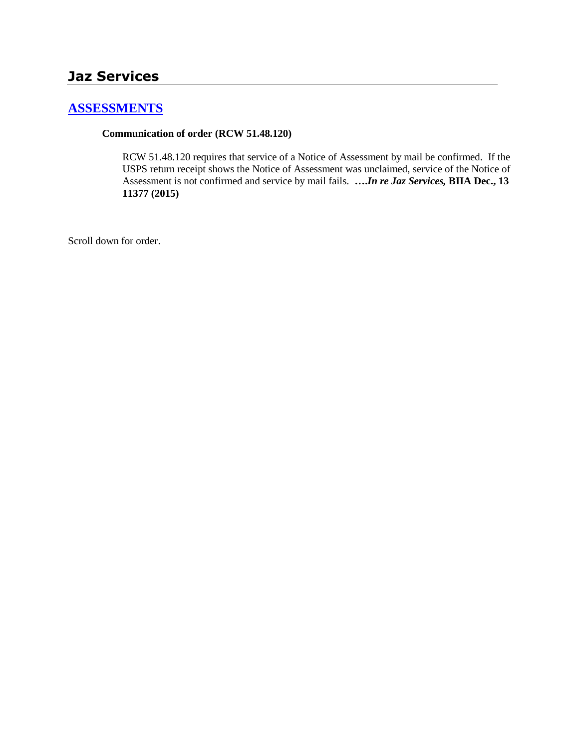## Jaz Services

### [ASSESSMENTS]

**Communication of order (RCW 51.48.120)**

RCW 51.48.120 requires that service of a Notice of Assessment by mail be confirmed. If the USPS return receipt shows the Notice of Assessment was unclaimed, service of the Notice of Assessment is not confirmed and service by mail fails. ***….In re Jaz Services,* BIIA Dec., 13 11377 (2015)**

Scroll down for order.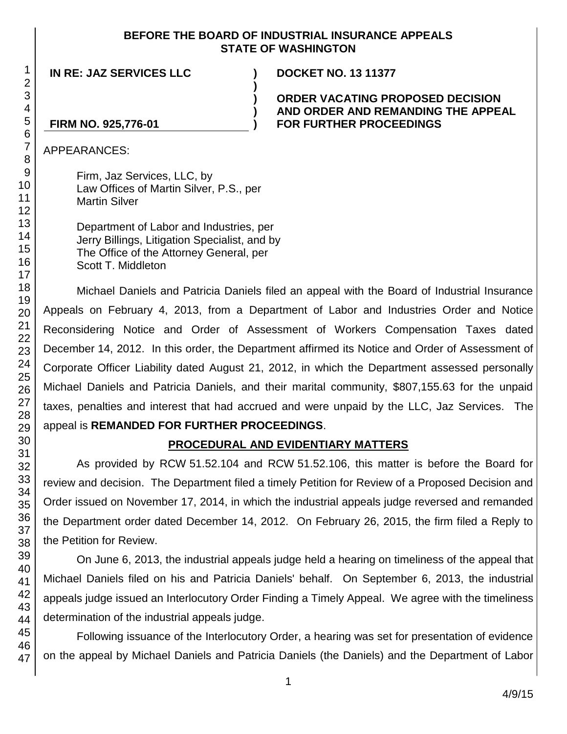**BEFORE THE BOARD OF INDUSTRIAL INSURANCE APPEALS**
**STATE OF WASHINGTON**

| | | |
|---|---|---|
| **IN RE: JAZ SERVICES LLC** | **)** | **DOCKET NO. 13 11377** |
| | **)** | |
| | **)** | **ORDER VACATING PROPOSED DECISION** |
| | **)** | **AND ORDER AND REMANDING THE APPEAL** |
| **FIRM NO. 925,776-01** | **)** | **FOR FURTHER PROCEEDINGS** |

APPEARANCES:

Firm, Jaz Services, LLC, by
Law Offices of Martin Silver, P.S., per
Martin Silver

Department of Labor and Industries, per
Jerry Billings, Litigation Specialist, and by
The Office of the Attorney General, per
Scott T. Middleton

Michael Daniels and Patricia Daniels filed an appeal with the Board of Industrial Insurance Appeals on February 4, 2013, from a Department of Labor and Industries Order and Notice Reconsidering Notice and Order of Assessment of Workers Compensation Taxes dated December 14, 2012. In this order, the Department affirmed its Notice and Order of Assessment of Corporate Officer Liability dated August 21, 2012, in which the Department assessed personally Michael Daniels and Patricia Daniels, and their marital community, $807,155.63 for the unpaid taxes, penalties and interest that had accrued and were unpaid by the LLC, Jaz Services. The appeal is **REMANDED FOR FURTHER PROCEEDINGS**.

## PROCEDURAL AND EVIDENTIARY MATTERS

As provided by RCW 51.52.104 and RCW 51.52.106, this matter is before the Board for review and decision. The Department filed a timely Petition for Review of a Proposed Decision and Order issued on November 17, 2014, in which the industrial appeals judge reversed and remanded the Department order dated December 14, 2012. On February 26, 2015, the firm filed a Reply to the Petition for Review.

On June 6, 2013, the industrial appeals judge held a hearing on timeliness of the appeal that Michael Daniels filed on his and Patricia Daniels' behalf. On September 6, 2013, the industrial appeals judge issued an Interlocutory Order Finding a Timely Appeal. We agree with the timeliness determination of the industrial appeals judge.

Following issuance of the Interlocutory Order, a hearing was set for presentation of evidence on the appeal by Michael Daniels and Patricia Daniels (the Daniels) and the Department of Labor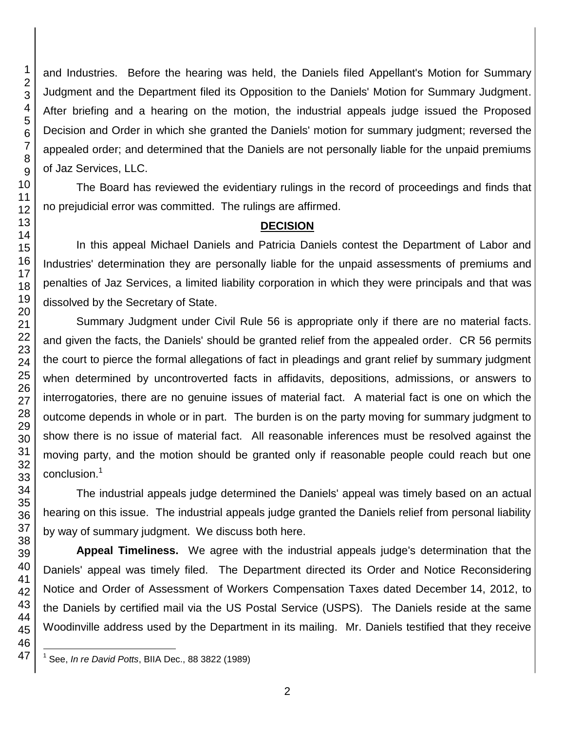and Industries. Before the hearing was held, the Daniels filed Appellant's Motion for Summary Judgment and the Department filed its Opposition to the Daniels' Motion for Summary Judgment. After briefing and a hearing on the motion, the industrial appeals judge issued the Proposed Decision and Order in which she granted the Daniels' motion for summary judgment; reversed the appealed order; and determined that the Daniels are not personally liable for the unpaid premiums of Jaz Services, LLC.

The Board has reviewed the evidentiary rulings in the record of proceedings and finds that no prejudicial error was committed. The rulings are affirmed.

## DECISION

In this appeal Michael Daniels and Patricia Daniels contest the Department of Labor and Industries' determination they are personally liable for the unpaid assessments of premiums and penalties of Jaz Services, a limited liability corporation in which they were principals and that was dissolved by the Secretary of State.

Summary Judgment under Civil Rule 56 is appropriate only if there are no material facts. and given the facts, the Daniels' should be granted relief from the appealed order. CR 56 permits the court to pierce the formal allegations of fact in pleadings and grant relief by summary judgment when determined by uncontroverted facts in affidavits, depositions, admissions, or answers to interrogatories, there are no genuine issues of material fact. A material fact is one on which the outcome depends in whole or in part. The burden is on the party moving for summary judgment to show there is no issue of material fact. All reasonable inferences must be resolved against the moving party, and the motion should be granted only if reasonable people could reach but one conclusion.[1]

The industrial appeals judge determined the Daniels' appeal was timely based on an actual hearing on this issue. The industrial appeals judge granted the Daniels relief from personal liability by way of summary judgment. We discuss both here.

**Appeal Timeliness.** We agree with the industrial appeals judge's determination that the Daniels' appeal was timely filed. The Department directed its Order and Notice Reconsidering Notice and Order of Assessment of Workers Compensation Taxes dated December 14, 2012, to the Daniels by certified mail via the US Postal Service (USPS). The Daniels reside at the same Woodinville address used by the Department in its mailing. Mr. Daniels testified that they receive

---

[1] See, *In re David Potts*, BIIA Dec., 88 3822 (1989)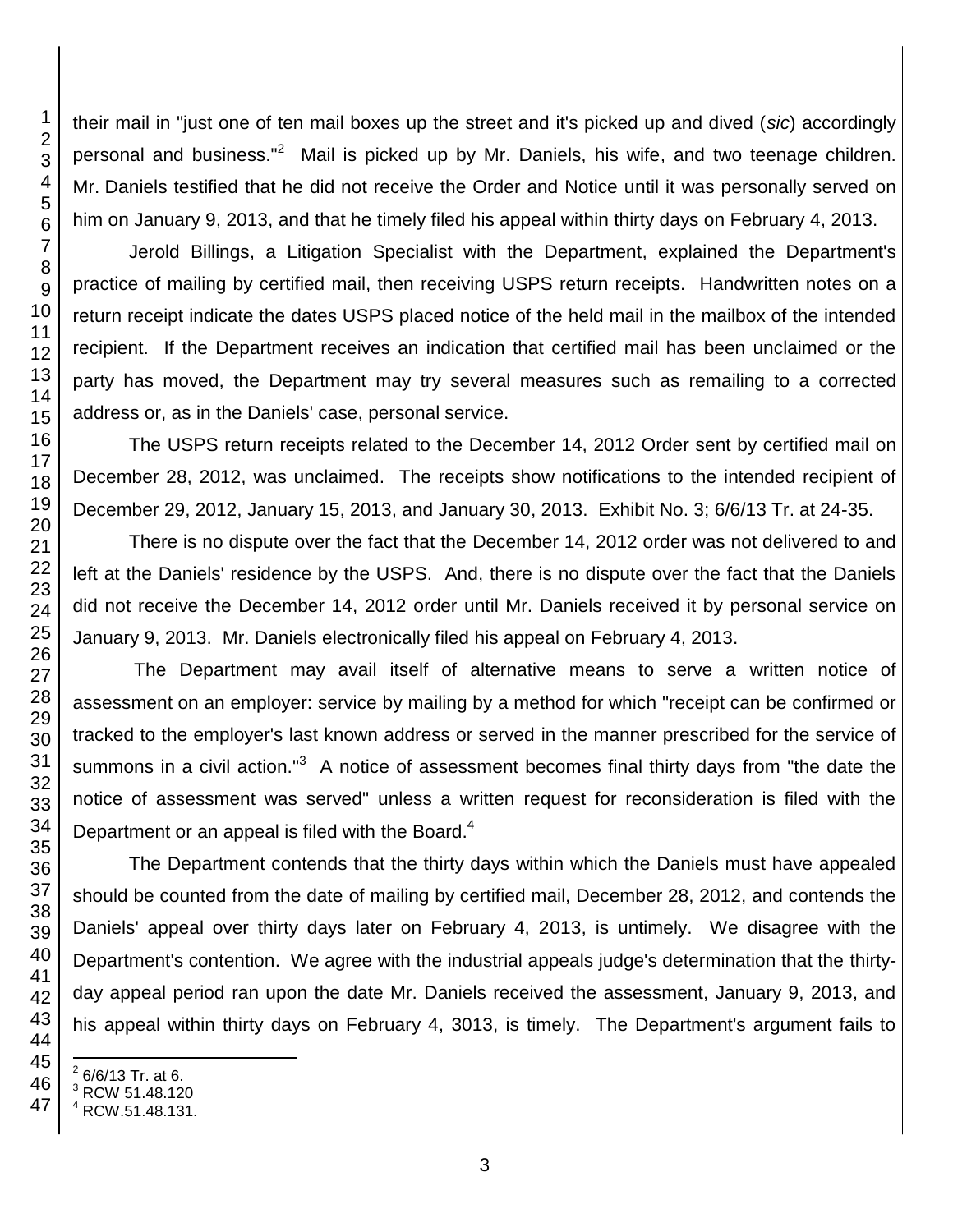their mail in "just one of ten mail boxes up the street and it's picked up and dived (*sic*) accordingly personal and business."[2] Mail is picked up by Mr. Daniels, his wife, and two teenage children. Mr. Daniels testified that he did not receive the Order and Notice until it was personally served on him on January 9, 2013, and that he timely filed his appeal within thirty days on February 4, 2013.

Jerold Billings, a Litigation Specialist with the Department, explained the Department's practice of mailing by certified mail, then receiving USPS return receipts. Handwritten notes on a return receipt indicate the dates USPS placed notice of the held mail in the mailbox of the intended recipient. If the Department receives an indication that certified mail has been unclaimed or the party has moved, the Department may try several measures such as remailing to a corrected address or, as in the Daniels' case, personal service.

The USPS return receipts related to the December 14, 2012 Order sent by certified mail on December 28, 2012, was unclaimed. The receipts show notifications to the intended recipient of December 29, 2012, January 15, 2013, and January 30, 2013. Exhibit No. 3; 6/6/13 Tr. at 24-35.

There is no dispute over the fact that the December 14, 2012 order was not delivered to and left at the Daniels' residence by the USPS. And, there is no dispute over the fact that the Daniels did not receive the December 14, 2012 order until Mr. Daniels received it by personal service on January 9, 2013. Mr. Daniels electronically filed his appeal on February 4, 2013.

The Department may avail itself of alternative means to serve a written notice of assessment on an employer: service by mailing by a method for which "receipt can be confirmed or tracked to the employer's last known address or served in the manner prescribed for the service of summons in a civil action."[3] A notice of assessment becomes final thirty days from "the date the notice of assessment was served" unless a written request for reconsideration is filed with the Department or an appeal is filed with the Board.[4]

The Department contends that the thirty days within which the Daniels must have appealed should be counted from the date of mailing by certified mail, December 28, 2012, and contends the Daniels' appeal over thirty days later on February 4, 2013, is untimely. We disagree with the Department's contention. We agree with the industrial appeals judge's determination that the thirty-day appeal period ran upon the date Mr. Daniels received the assessment, January 9, 2013, and his appeal within thirty days on February 4, 3013, is timely. The Department's argument fails to

---

[2] 6/6/13 Tr. at 6.
[3] RCW 51.48.120
[4] RCW.51.48.131.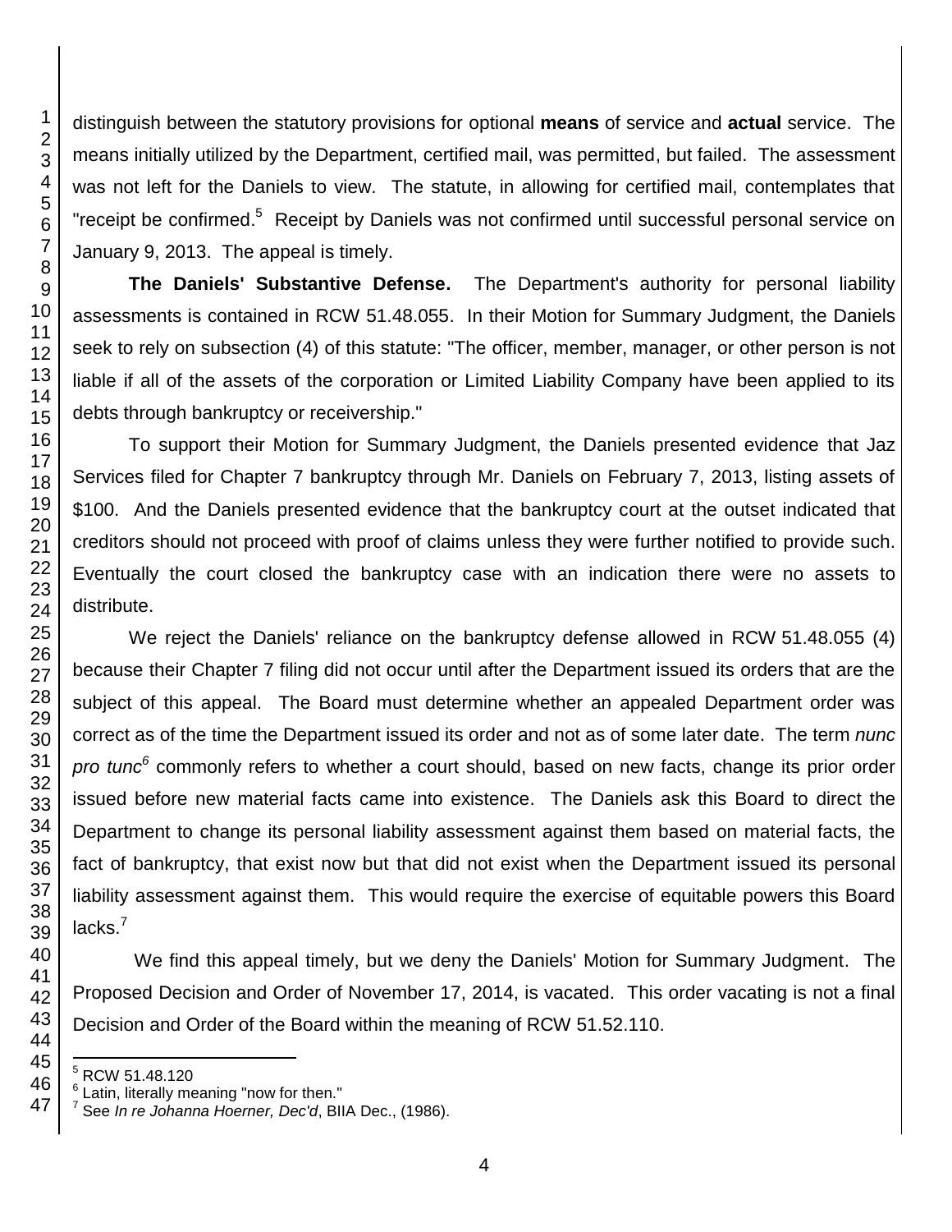distinguish between the statutory provisions for optional **means** of service and **actual** service. The means initially utilized by the Department, certified mail, was permitted, but failed. The assessment was not left for the Daniels to view. The statute, in allowing for certified mail, contemplates that "receipt be confirmed.[5] Receipt by Daniels was not confirmed until successful personal service on January 9, 2013. The appeal is timely.

**The Daniels' Substantive Defense.** The Department's authority for personal liability assessments is contained in RCW 51.48.055. In their Motion for Summary Judgment, the Daniels seek to rely on subsection (4) of this statute: "The officer, member, manager, or other person is not liable if all of the assets of the corporation or Limited Liability Company have been applied to its debts through bankruptcy or receivership."

To support their Motion for Summary Judgment, the Daniels presented evidence that Jaz Services filed for Chapter 7 bankruptcy through Mr. Daniels on February 7, 2013, listing assets of $100. And the Daniels presented evidence that the bankruptcy court at the outset indicated that creditors should not proceed with proof of claims unless they were further notified to provide such. Eventually the court closed the bankruptcy case with an indication there were no assets to distribute.

We reject the Daniels' reliance on the bankruptcy defense allowed in RCW 51.48.055 (4) because their Chapter 7 filing did not occur until after the Department issued its orders that are the subject of this appeal. The Board must determine whether an appealed Department order was correct as of the time the Department issued its order and not as of some later date. The term *nunc pro tunc*[6] commonly refers to whether a court should, based on new facts, change its prior order issued before new material facts came into existence. The Daniels ask this Board to direct the Department to change its personal liability assessment against them based on material facts, the fact of bankruptcy, that exist now but that did not exist when the Department issued its personal liability assessment against them. This would require the exercise of equitable powers this Board lacks.[7]

We find this appeal timely, but we deny the Daniels' Motion for Summary Judgment. The Proposed Decision and Order of November 17, 2014, is vacated. This order vacating is not a final Decision and Order of the Board within the meaning of RCW 51.52.110.

---

[5] RCW 51.48.120

[6] Latin, literally meaning "now for then."

[7] See *In re Johanna Hoerner, Dec'd*, BIIA Dec., (1986).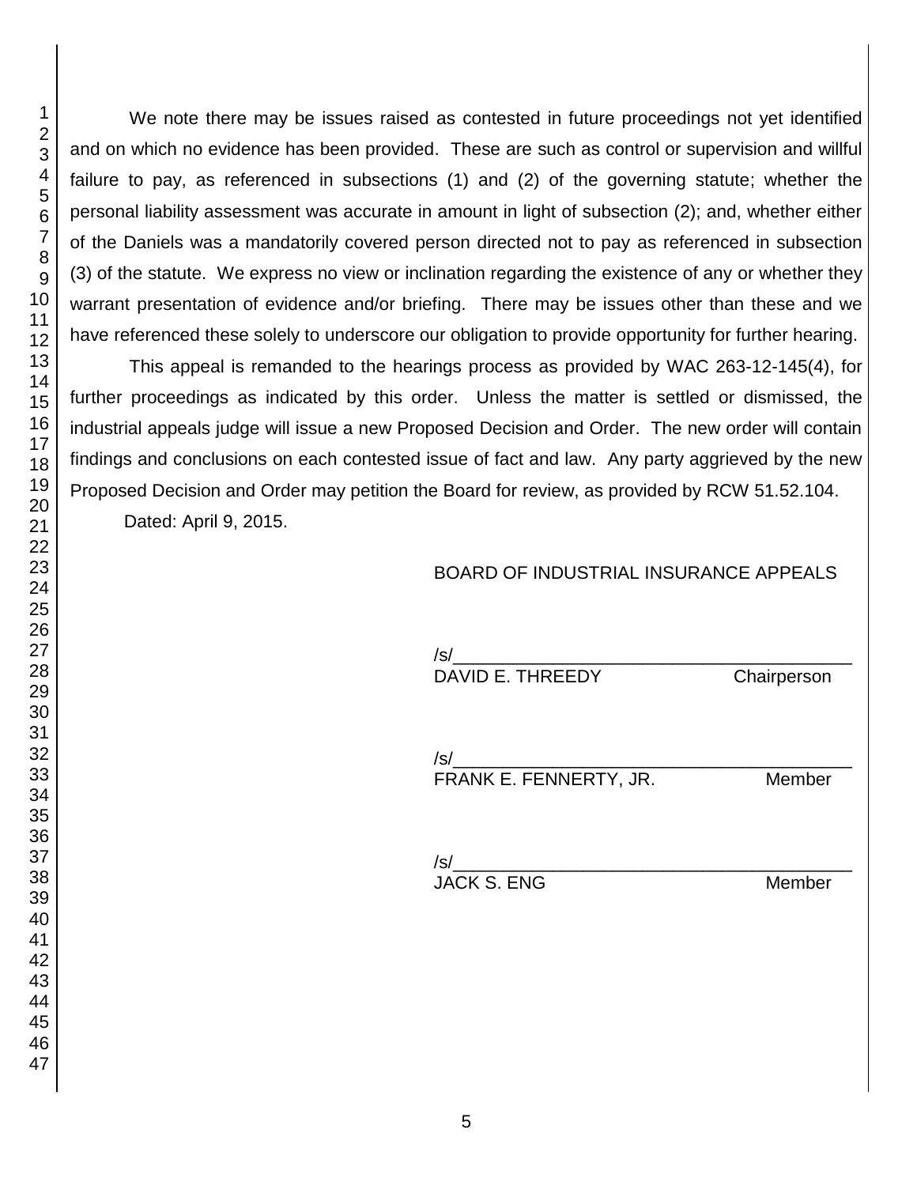We note there may be issues raised as contested in future proceedings not yet identified and on which no evidence has been provided. These are such as control or supervision and willful failure to pay, as referenced in subsections (1) and (2) of the governing statute; whether the personal liability assessment was accurate in amount in light of subsection (2); and, whether either of the Daniels was a mandatorily covered person directed not to pay as referenced in subsection (3) of the statute. We express no view or inclination regarding the existence of any or whether they warrant presentation of evidence and/or briefing. There may be issues other than these and we have referenced these solely to underscore our obligation to provide opportunity for further hearing.

This appeal is remanded to the hearings process as provided by WAC 263-12-145(4), for further proceedings as indicated by this order. Unless the matter is settled or dismissed, the industrial appeals judge will issue a new Proposed Decision and Order. The new order will contain findings and conclusions on each contested issue of fact and law. Any party aggrieved by the new Proposed Decision and Order may petition the Board for review, as provided by RCW 51.52.104.

Dated: April 9, 2015.

BOARD OF INDUSTRIAL INSURANCE APPEALS

/s/
DAVID E. THREEDY, Chairperson

/s/
FRANK E. FENNERTY, JR., Member

/s/
JACK S. ENG, Member